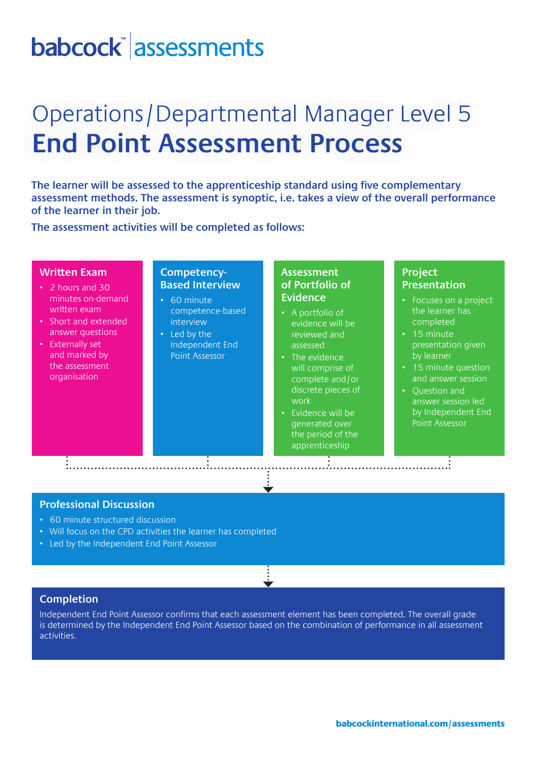babcock™ | assessments

# Operations / Departmental Manager Level 5
# **End Point Assessment Process**

**The learner will be assessed to the apprenticeship standard using five complementary assessment methods. The assessment is synoptic, i.e. takes a view of the overall performance of the learner in their job.**

**The assessment activities will be completed as follows:**

### Written Exam

- 2 hours and 30 minutes on-demand written exam
- Short and extended answer questions
- Externally set and marked by the assessment organisation

### Competency-Based Interview

- 60 minute competence-based interview
- Led by the Independent End Point Assessor

### Assessment of Portfolio of Evidence

- A portfolio of evidence will be reviewed and assessed
- The evidence will comprise of complete and/or discrete pieces of work
- Evidence will be generated over the period of the apprenticeship

### Project Presentation

- Focuses on a project the learner has completed
- 15 minute presentation given by learner
- 15 minute question and answer session
- Question and answer session led by Independent End Point Assessor

### Professional Discussion

- 60 minute structured discussion
- Will focus on the CPD activities the learner has completed
- Led by the Independent End Point Assessor

### Completion

Independent End Point Assessor confirms that each assessment element has been completed. The overall grade is determined by the Independent End Point Assessor based on the combination of performance in all assessment activities.

**babcockinternational.com/assessments**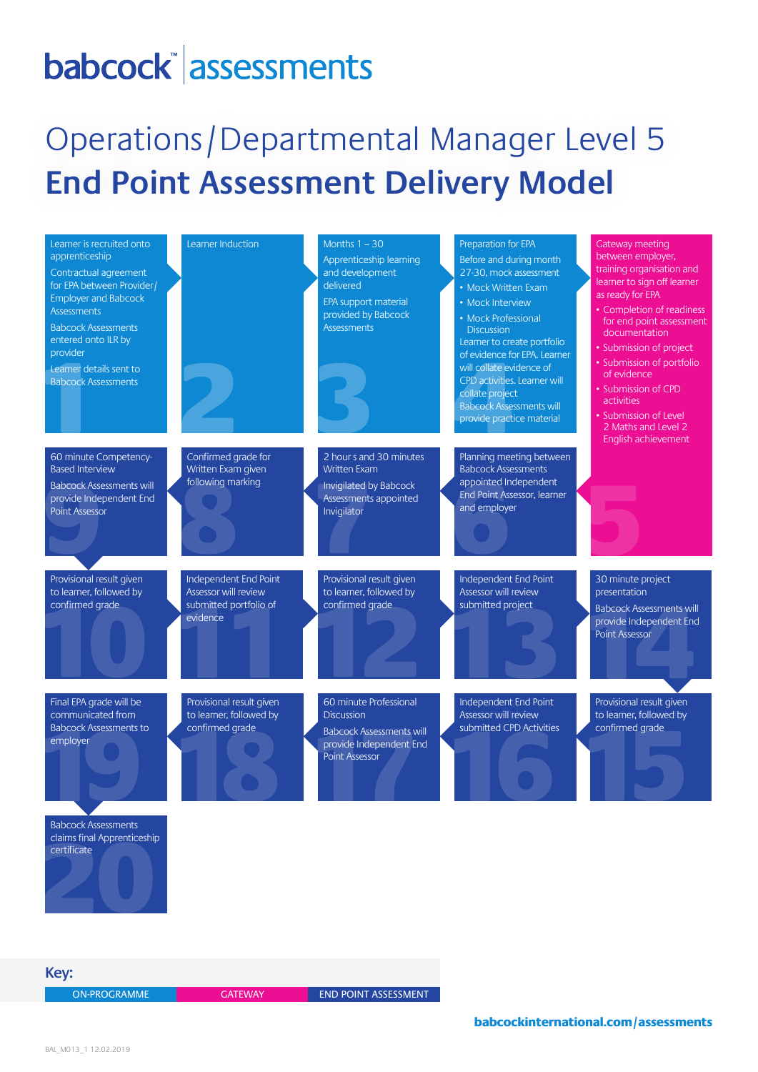# babcock assessments

# Operations/Departmental Manager Level 5

## End Point Assessment Delivery Model

**1**

Learner is recruited onto apprenticeship

Contractual agreement for EPA between Provider/ Employer and Babcock Assessments

Babcock Assessments entered onto ILR by provider

Learner details sent to Babcock Assessments

**2**

Learner Induction

**3**

Months 1 – 30

Apprenticeship learning and development delivered

EPA support material provided by Babcock Assessments

**4**

Preparation for EPA

Before and during month 27-30, mock assessment

- Mock Written Exam
- Mock Interview
- Mock Professional Discussion

Learner to create portfolio of evidence for EPA. Learner will collate evidence of CPD activities. Learner will collate project

Babcock Assessments will provide practice material

**5**

Gateway meeting between employer, training organisation and learner to sign off learner as ready for EPA

- Completion of readiness for end point assessment documentation
- Submission of project
- Submission of portfolio of evidence
- Submission of CPD activities
- Submission of Level 2 Maths and Level 2 English achievement

**6**

Planning meeting between Babcock Assessments appointed Independent End Point Assessor, learner and employer

**7**

2 hour s and 30 minutes Written Exam

Invigilated by Babcock Assessments appointed Invigilator

**8**

Confirmed grade for Written Exam given following marking

**9**

60 minute Competency-Based Interview

Babcock Assessments will provide Independent End Point Assessor

**10**

Provisional result given to learner, followed by confirmed grade

**11**

Independent End Point Assessor will review submitted portfolio of evidence

**12**

Provisional result given to learner, followed by confirmed grade

**13**

Independent End Point Assessor will review submitted project

**14**

30 minute project presentation

Babcock Assessments will provide Independent End Point Assessor

**15**

Provisional result given to learner, followed by confirmed grade

**16**

Independent End Point Assessor will review submitted CPD Activities

**17**

60 minute Professional Discussion

Babcock Assessments will provide Independent End Point Assessor

**18**

Provisional result given to learner, followed by confirmed grade

**19**

Final EPA grade will be communicated from Babcock Assessments to employer

**20**

Babcock Assessments claims final Apprenticeship certificate

**Key:**

ON-PROGRAMME | GATEWAY | END POINT ASSESSMENT

**babcockinternational.com/assessments**

BAL_M013_1 12.02.2019